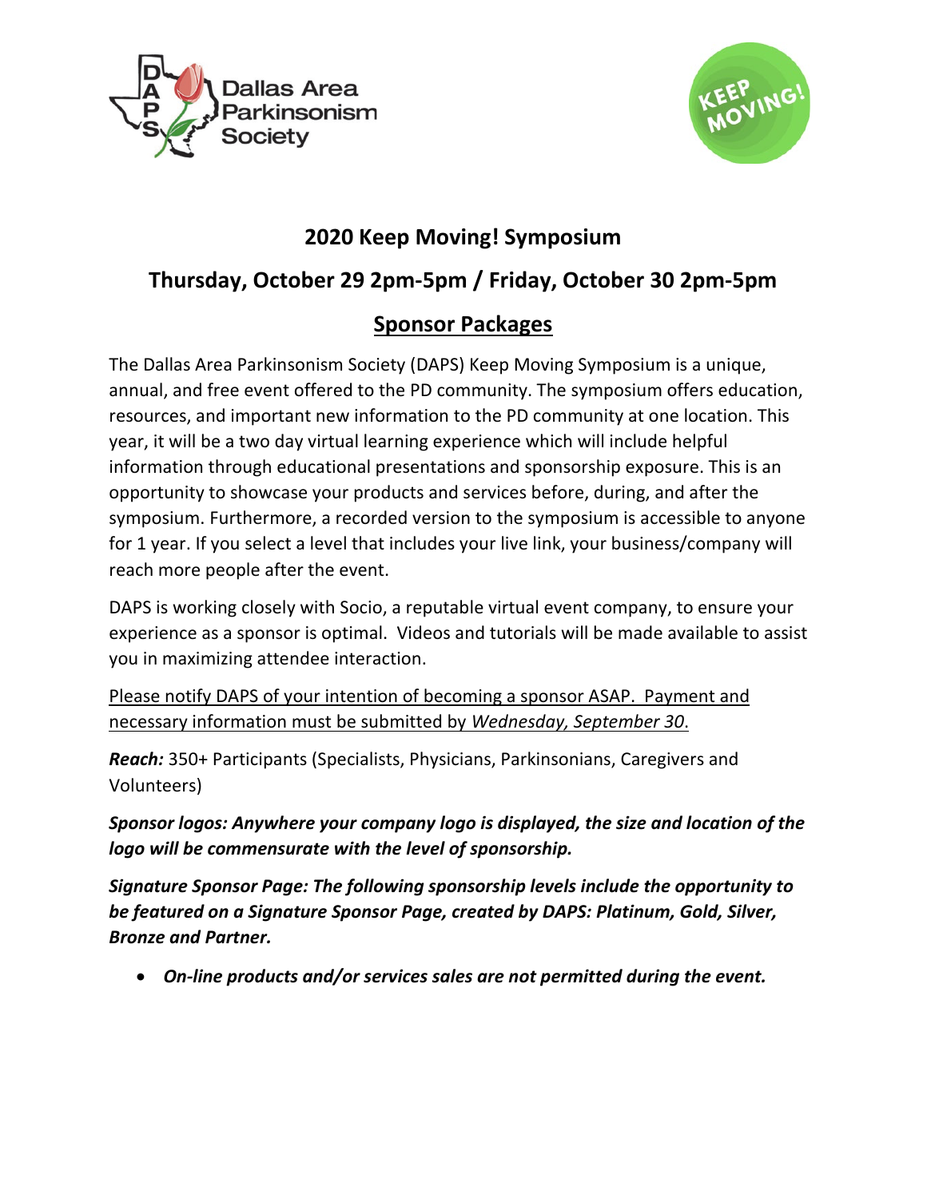# 2020 Keep Moving! Symposium

## Thursday, October 29 2pm-5pm / Friday, October 30 2pm-5pm

## Sponsor Packages

The Dallas Area Parkinsonism Society (DAPS) Keep Moving Symposium is a unique, annual, and free event offered to the PD community. The symposium offers education, resources, and important new information to the PD community at one location. This year, it will be a two day virtual learning experience which will include helpful information through educational presentations and sponsorship exposure. This is an opportunity to showcase your products and services before, during, and after the symposium. Furthermore, a recorded version to the symposium is accessible to anyone for 1 year. If you select a level that includes your live link, your business/company will reach more people after the event.

DAPS is working closely with Socio, a reputable virtual event company, to ensure your experience as a sponsor is optimal. Videos and tutorials will be made available to assist you in maximizing attendee interaction.

Please notify DAPS of your intention of becoming a sponsor ASAP. Payment and necessary information must be submitted by *Wednesday, September 30.*

***Reach:*** 350+ Participants (Specialists, Physicians, Parkinsonians, Caregivers and Volunteers)

***Sponsor logos: Anywhere your company logo is displayed, the size and location of the logo will be commensurate with the level of sponsorship.***

***Signature Sponsor Page: The following sponsorship levels include the opportunity to be featured on a Signature Sponsor Page, created by DAPS: Platinum, Gold, Silver, Bronze and Partner.***

- ***On-line products and/or services sales are not permitted during the event.***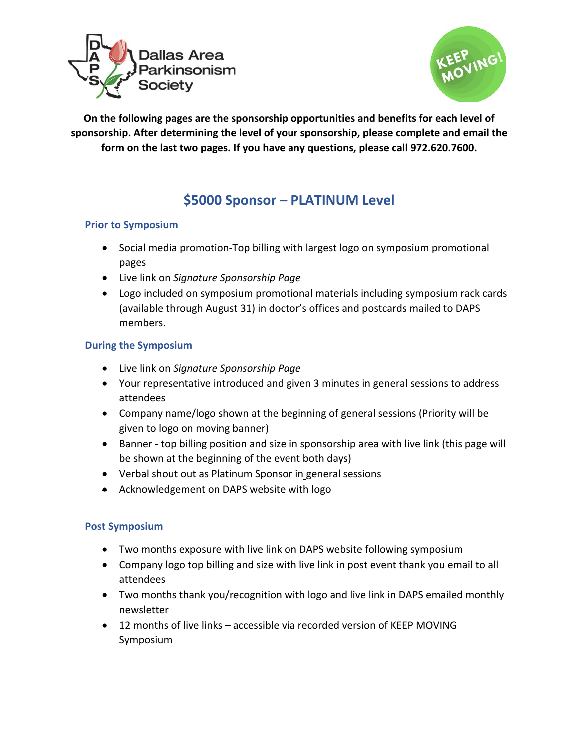**On the following pages are the sponsorship opportunities and benefits for each level of sponsorship. After determining the level of your sponsorship, please complete and email the form on the last two pages. If you have any questions, please call 972.620.7600.**

## $5000 Sponsor – PLATINUM Level

### Prior to Symposium

- Social media promotion-Top billing with largest logo on symposium promotional pages
- Live link on *Signature Sponsorship Page*
- Logo included on symposium promotional materials including symposium rack cards (available through August 31) in doctor's offices and postcards mailed to DAPS members.

### During the Symposium

- Live link on *Signature Sponsorship Page*
- Your representative introduced and given 3 minutes in general sessions to address attendees
- Company name/logo shown at the beginning of general sessions (Priority will be given to logo on moving banner)
- Banner - top billing position and size in sponsorship area with live link (this page will be shown at the beginning of the event both days)
- Verbal shout out as Platinum Sponsor in general sessions
- Acknowledgement on DAPS website with logo

### Post Symposium

- Two months exposure with live link on DAPS website following symposium
- Company logo top billing and size with live link in post event thank you email to all attendees
- Two months thank you/recognition with logo and live link in DAPS emailed monthly newsletter
- 12 months of live links – accessible via recorded version of KEEP MOVING Symposium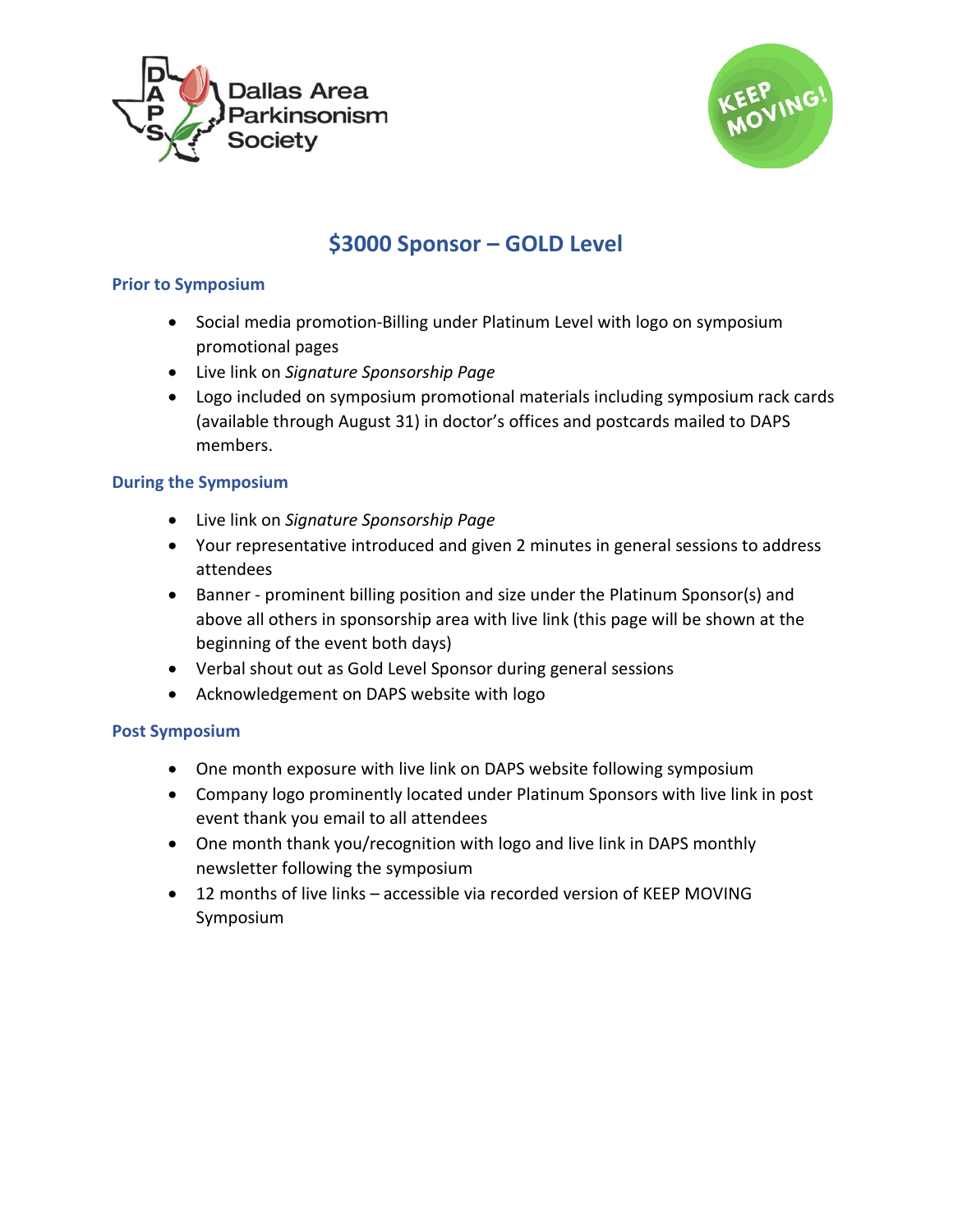Dallas Area Parkinsonism Society

KEEP MOVING!

## $3000 Sponsor – GOLD Level

### Prior to Symposium

- Social media promotion-Billing under Platinum Level with logo on symposium promotional pages
- Live link on *Signature Sponsorship Page*
- Logo included on symposium promotional materials including symposium rack cards (available through August 31) in doctor's offices and postcards mailed to DAPS members.

### During the Symposium

- Live link on *Signature Sponsorship Page*
- Your representative introduced and given 2 minutes in general sessions to address attendees
- Banner - prominent billing position and size under the Platinum Sponsor(s) and above all others in sponsorship area with live link (this page will be shown at the beginning of the event both days)
- Verbal shout out as Gold Level Sponsor during general sessions
- Acknowledgement on DAPS website with logo

### Post Symposium

- One month exposure with live link on DAPS website following symposium
- Company logo prominently located under Platinum Sponsors with live link in post event thank you email to all attendees
- One month thank you/recognition with logo and live link in DAPS monthly newsletter following the symposium
- 12 months of live links – accessible via recorded version of KEEP MOVING Symposium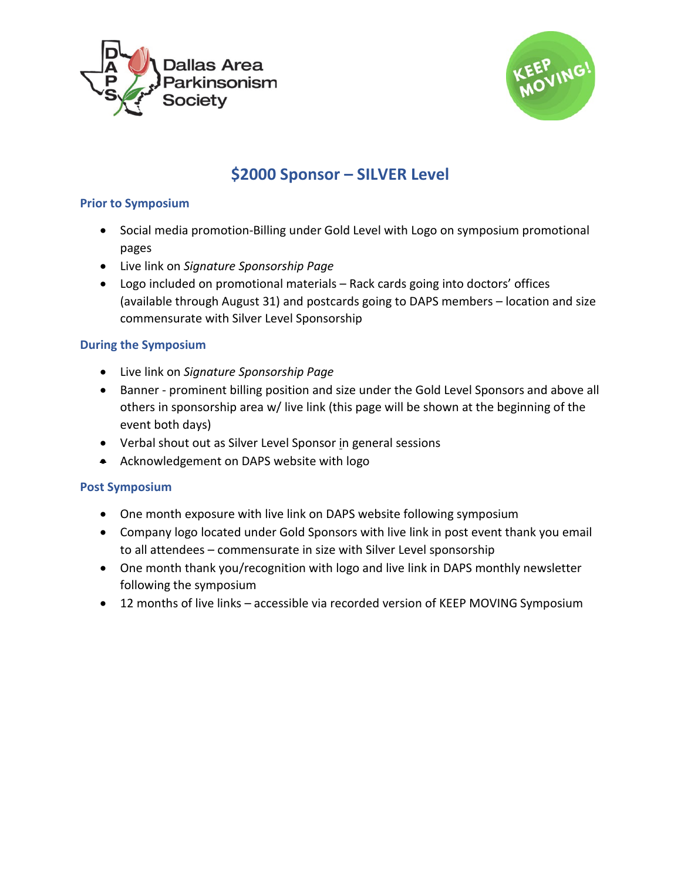# $2000 Sponsor – SILVER Level

## Prior to Symposium

- Social media promotion-Billing under Gold Level with Logo on symposium promotional pages
- Live link on *Signature Sponsorship Page*
- Logo included on promotional materials – Rack cards going into doctors' offices (available through August 31) and postcards going to DAPS members – location and size commensurate with Silver Level Sponsorship

## During the Symposium

- Live link on *Signature Sponsorship Page*
- Banner - prominent billing position and size under the Gold Level Sponsors and above all others in sponsorship area w/ live link (this page will be shown at the beginning of the event both days)
- Verbal shout out as Silver Level Sponsor in general sessions
- Acknowledgement on DAPS website with logo

## Post Symposium

- One month exposure with live link on DAPS website following symposium
- Company logo located under Gold Sponsors with live link in post event thank you email to all attendees – commensurate in size with Silver Level sponsorship
- One month thank you/recognition with logo and live link in DAPS monthly newsletter following the symposium
- 12 months of live links – accessible via recorded version of KEEP MOVING Symposium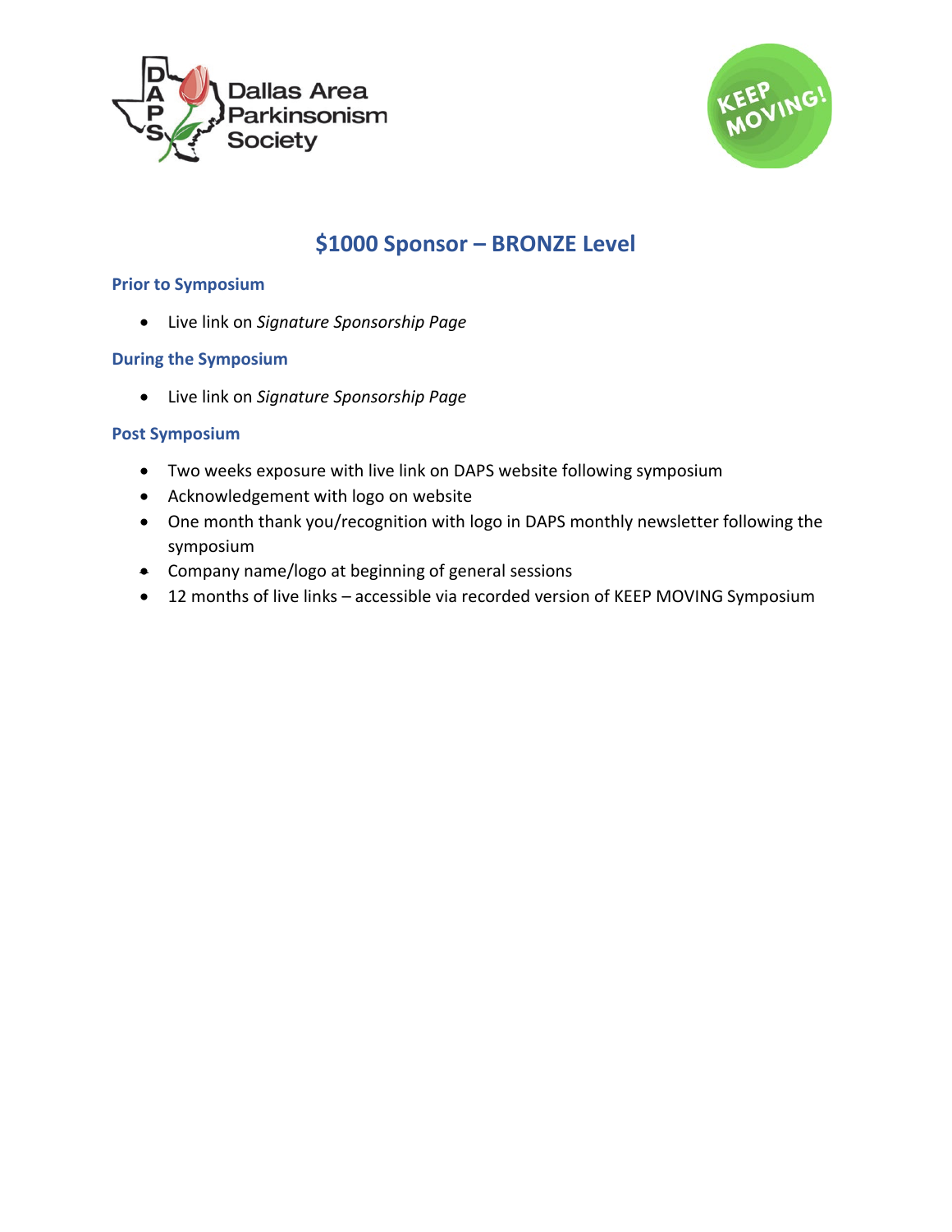# $1000 Sponsor – BRONZE Level

### Prior to Symposium

- Live link on *Signature Sponsorship Page*

### During the Symposium

- Live link on *Signature Sponsorship Page*

### Post Symposium

- Two weeks exposure with live link on DAPS website following symposium
- Acknowledgement with logo on website
- One month thank you/recognition with logo in DAPS monthly newsletter following the symposium
- Company name/logo at beginning of general sessions
- 12 months of live links – accessible via recorded version of KEEP MOVING Symposium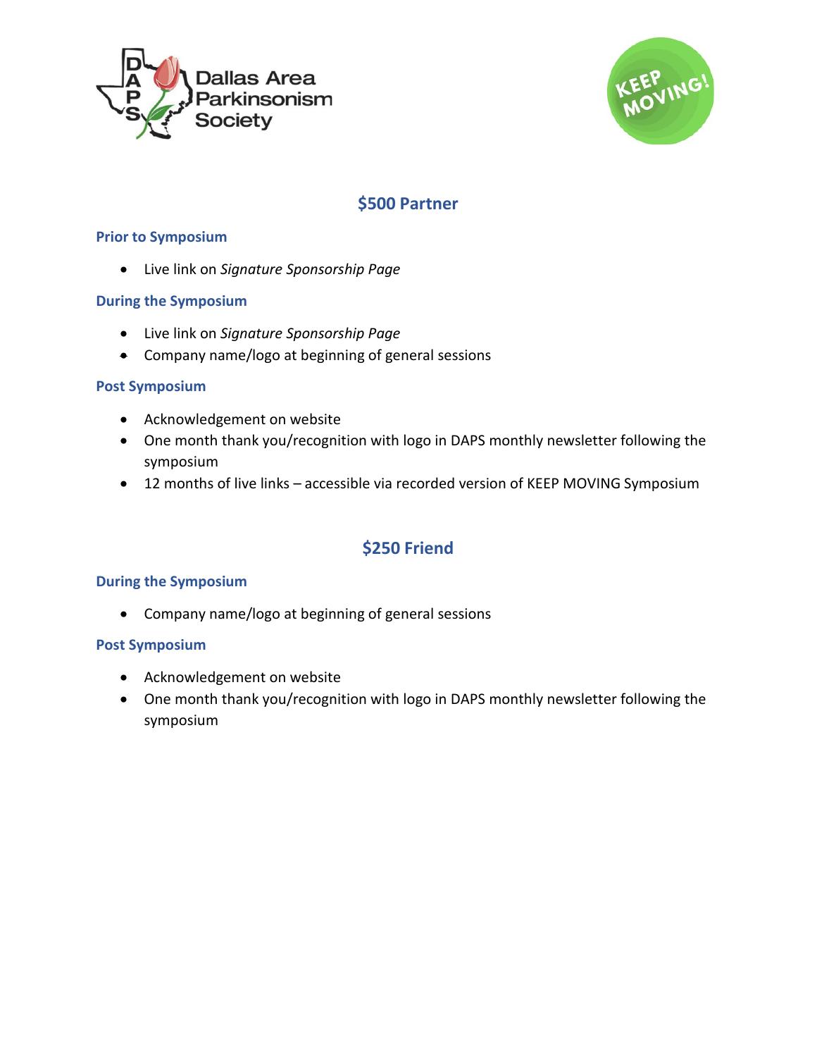## $500 Partner

### Prior to Symposium

- Live link on *Signature Sponsorship Page*

### During the Symposium

- Live link on *Signature Sponsorship Page*
- Company name/logo at beginning of general sessions

### Post Symposium

- Acknowledgement on website
- One month thank you/recognition with logo in DAPS monthly newsletter following the symposium
- 12 months of live links – accessible via recorded version of KEEP MOVING Symposium

## $250 Friend

### During the Symposium

- Company name/logo at beginning of general sessions

### Post Symposium

- Acknowledgement on website
- One month thank you/recognition with logo in DAPS monthly newsletter following the symposium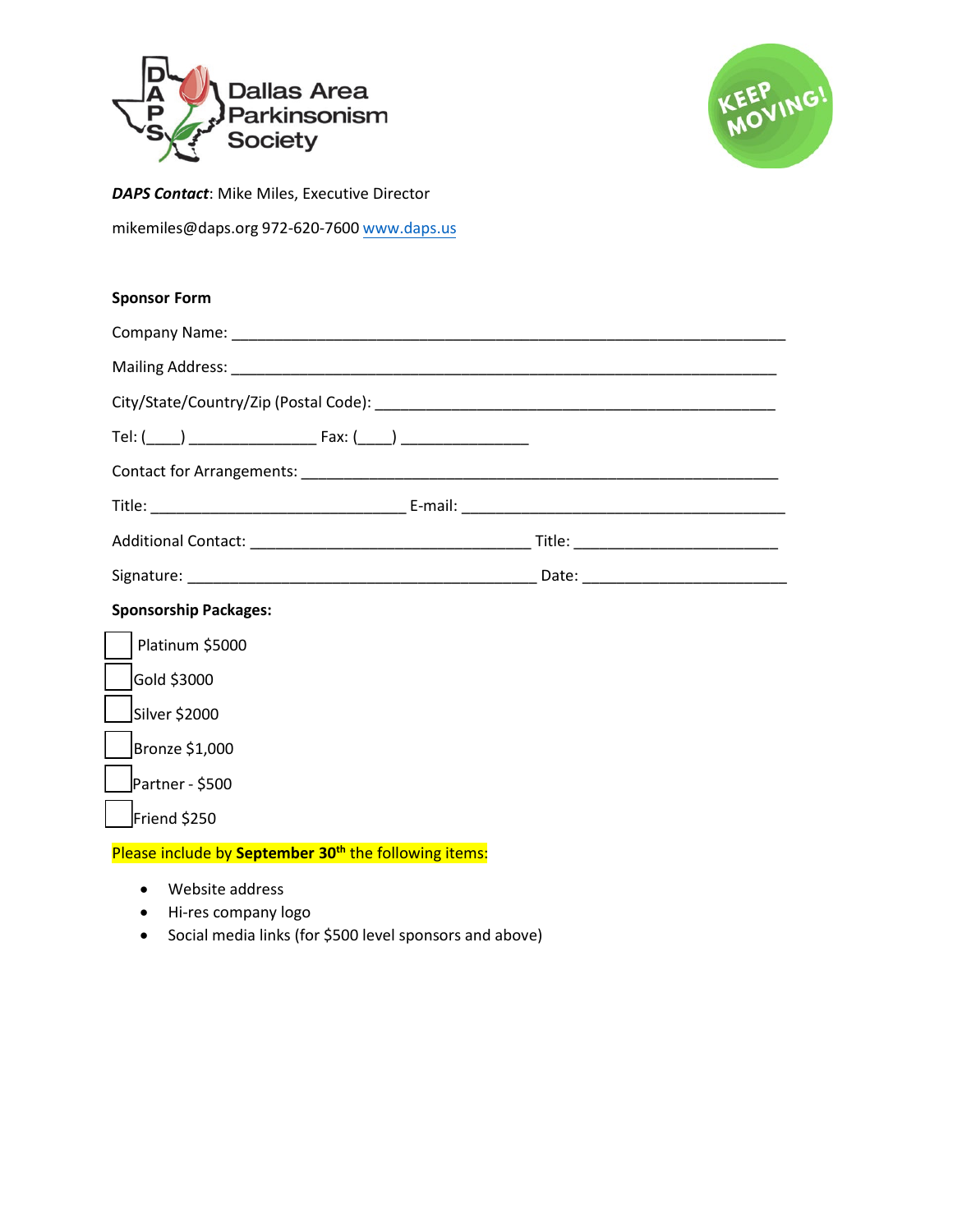Dallas Area Parkinsonism Society

KEEP MOVING!

***DAPS Contact***: Mike Miles, Executive Director

mikemiles@daps.org 972-620-7600 www.daps.us

**Sponsor Form**

Company Name: ___________________________________________________________________

Mailing Address: __________________________________________________________________

City/State/Country/Zip (Postal Code): _____________________________________________

Tel: (____) _______________ Fax: (____) _______________

Contact for Arrangements: ___________________________________________________________

Title: ______________________________ E-mail: ______________________________________

Additional Contact: _________________________________ Title: _______________________

Signature: _________________________________________ Date: ________________________

**Sponsorship Packages:**

- ☐ Platinum $5000
- ☐ Gold $3000
- ☐ Silver $2000
- ☐ Bronze $1,000
- ☐ Partner - $500
- ☐ Friend $250

Please include by **September 30th** the following items:

- Website address
- Hi-res company logo
- Social media links (for $500 level sponsors and above)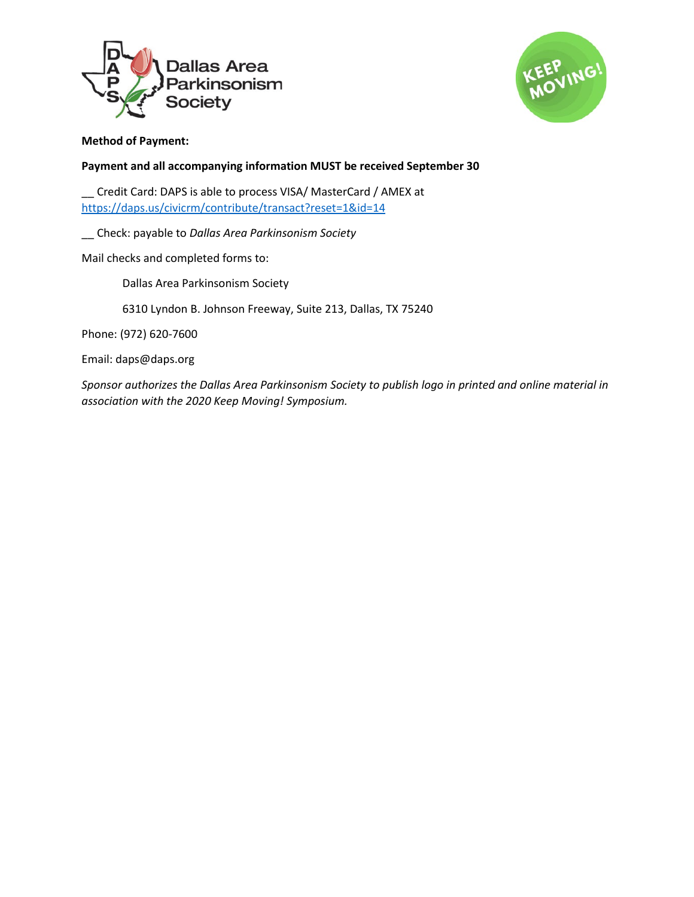**Method of Payment:**

**Payment and all accompanying information MUST be received September 30**

__ Credit Card: DAPS is able to process VISA/ MasterCard / AMEX at https://daps.us/civicrm/contribute/transact?reset=1&id=14

__ Check: payable to *Dallas Area Parkinsonism Society*

Mail checks and completed forms to:

Dallas Area Parkinsonism Society

6310 Lyndon B. Johnson Freeway, Suite 213, Dallas, TX 75240

Phone: (972) 620-7600

Email: daps@daps.org

*Sponsor authorizes the Dallas Area Parkinsonism Society to publish logo in printed and online material in association with the 2020 Keep Moving! Symposium.*